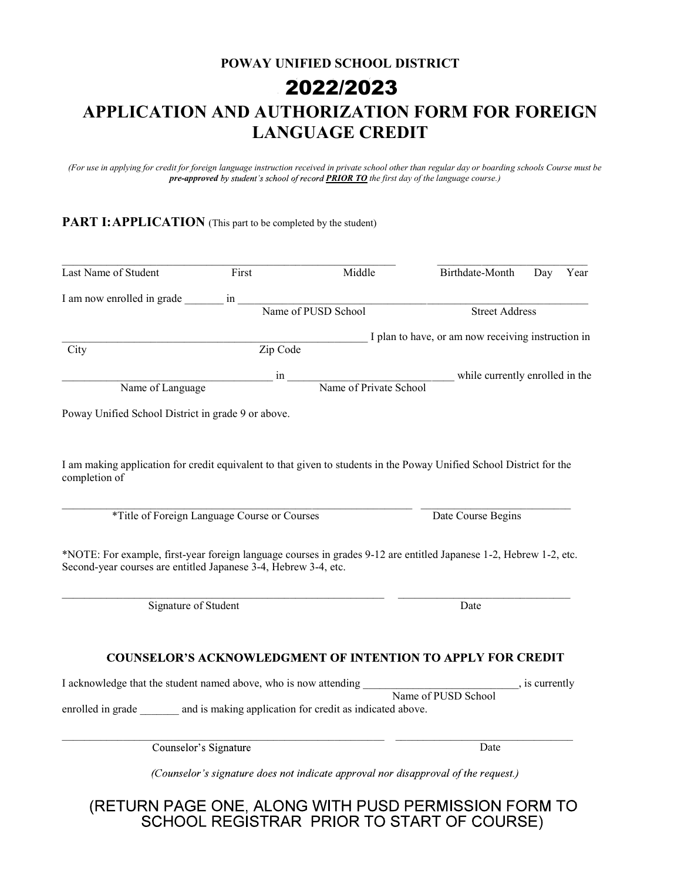# POWAY UNIFIED SCHOOL DISTRICT

# 2022/2023

# APPLICATION AND AUTHORIZATION FORM FOR FOREIGN LANGUAGE CREDIT

*(For use in applying for credit for foreign language instruction received in private school other than regular day or boarding schools Course must be **pre-approved** by student's school of record **PRIOR TO** the first day of the language course.)*

## PART I: APPLICATION (This part to be completed by the student)

______________________________________________________________ ____________________________
Last Name of Student First Middle Birthdate-Month Day Year

I am now enrolled in grade _______ in ______________________________________________________________
Name of PUSD School Street Address

______________________________________________________ I plan to have, or am now receiving instruction in
City Zip Code

____________________________________ in _____________________________ while currently enrolled in the
Name of Language Name of Private School

Poway Unified School District in grade 9 or above.

I am making application for credit equivalent to that given to students in the Poway Unified School District for the completion of

______________________________________________________________ ____________________________
*Title of Foreign Language Course or Courses Date Course Begins

*NOTE: For example, first-year foreign language courses in grades 9-12 are entitled Japanese 1-2, Hebrew 1-2, etc. Second-year courses are entitled Japanese 3-4, Hebrew 3-4, etc.

__________________________________________________________ _______________________________
Signature of Student Date

### COUNSELOR'S ACKNOWLEDGMENT OF INTENTION TO APPLY FOR CREDIT

I acknowledge that the student named above, who is now attending ____________________________, is currently
Name of PUSD School
enrolled in grade _______ and is making application for credit as indicated above.

__________________________________________________________ ________________________________
Counselor's Signature Date

*(Counselor's signature does not indicate approval nor disapproval of the request.)*

(RETURN PAGE ONE, ALONG WITH PUSD PERMISSION FORM TO SCHOOL REGISTRAR PRIOR TO START OF COURSE)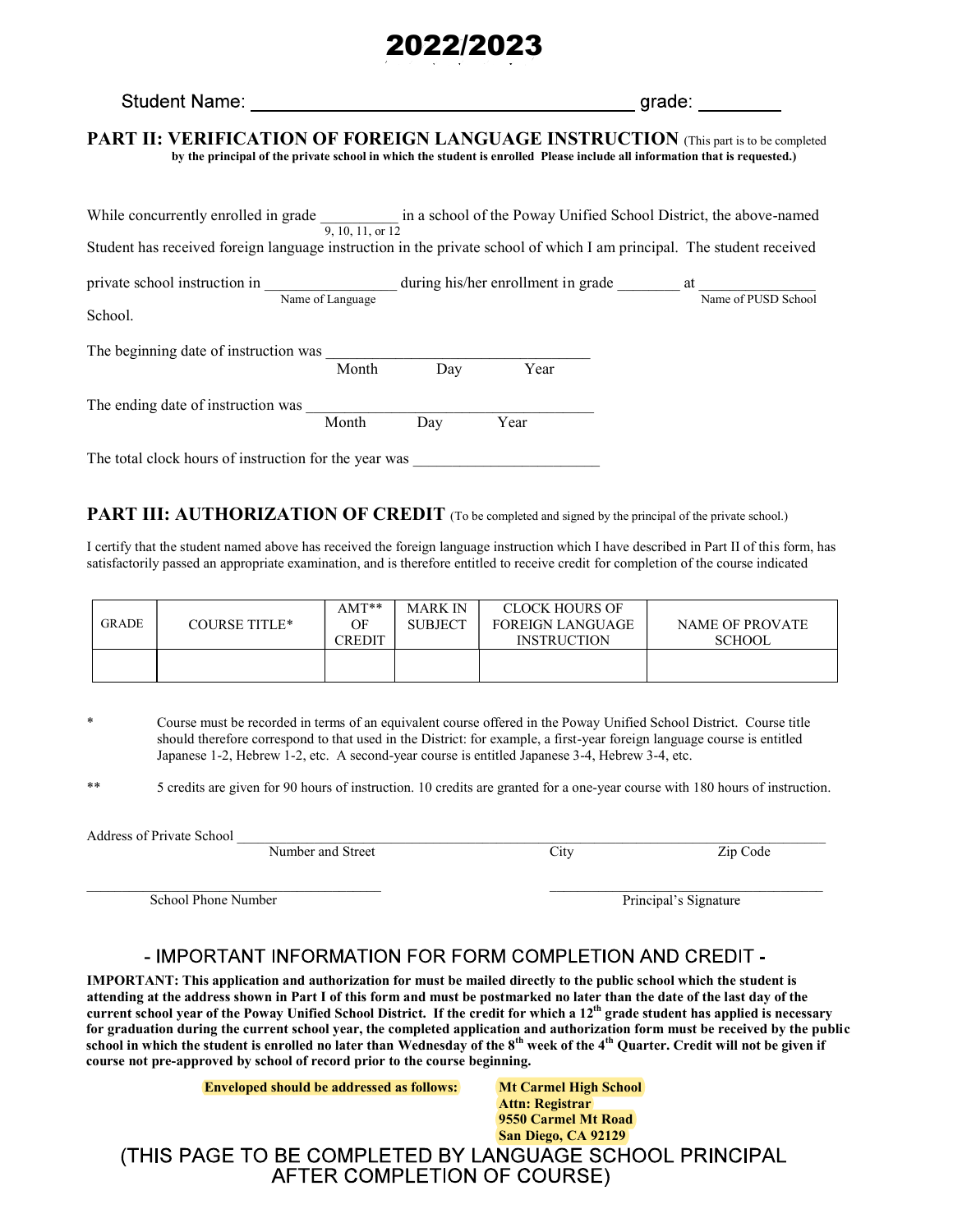# 2022/2023

Student Name: ______________________________ grade: ________

## PART II: VERIFICATION OF FOREIGN LANGUAGE INSTRUCTION (This part is to be completed by the principal of the private school in which the student is enrolled Please include all information that is requested.)

While concurrently enrolled in grade __________ (9, 10, 11, or 12) in a school of the Poway Unified School District, the above-named Student has received foreign language instruction in the private school of which I am principal. The student received private school instruction in ________________ (Name of Language) during his/her enrollment in grade ________ at _______________ (Name of PUSD School) School.

The beginning date of instruction was ________________________________
Month Day Year

The ending date of instruction was ___________________________________
Month Day Year

The total clock hours of instruction for the year was _______________________

## PART III: AUTHORIZATION OF CREDIT (To be completed and signed by the principal of the private school.)

I certify that the student named above has received the foreign language instruction which I have described in Part II of this form, has satisfactorily passed an appropriate examination, and is therefore entitled to receive credit for completion of the course indicated

| GRADE | COURSE TITLE* | AMT** OF CREDIT | MARK IN SUBJECT | CLOCK HOURS OF FOREIGN LANGUAGE INSTRUCTION | NAME OF PROVATE SCHOOL |
|---|---|---|---|---|---|
| | | | | | |

\* Course must be recorded in terms of an equivalent course offered in the Poway Unified School District. Course title should therefore correspond to that used in the District: for example, a first-year foreign language course is entitled Japanese 1-2, Hebrew 1-2, etc. A second-year course is entitled Japanese 3-4, Hebrew 3-4, etc.

\*\* 5 credits are given for 90 hours of instruction. 10 credits are granted for a one-year course with 180 hours of instruction.

Address of Private School ________________________________________________________________
Number and Street City Zip Code

________________________________ ________________________________
School Phone Number Principal's Signature

## - IMPORTANT INFORMATION FOR FORM COMPLETION AND CREDIT -

**IMPORTANT: This application and authorization for must be mailed directly to the public school which the student is attending at the address shown in Part I of this form and must be postmarked no later than the date of the last day of the current school year of the Poway Unified School District. If the credit for which a 12th grade student has applied is necessary for graduation during the current school year, the completed application and authorization form must be received by the public school in which the student is enrolled no later than Wednesday of the 8th week of the 4th Quarter. Credit will not be given if course not pre-approved by school of record prior to the course beginning.**

**Enveloped should be addressed as follows:**

**Mt Carmel High School**
**Attn: Registrar**
**9550 Carmel Mt Road**
**San Diego, CA 92129**

(THIS PAGE TO BE COMPLETED BY LANGUAGE SCHOOL PRINCIPAL AFTER COMPLETION OF COURSE)